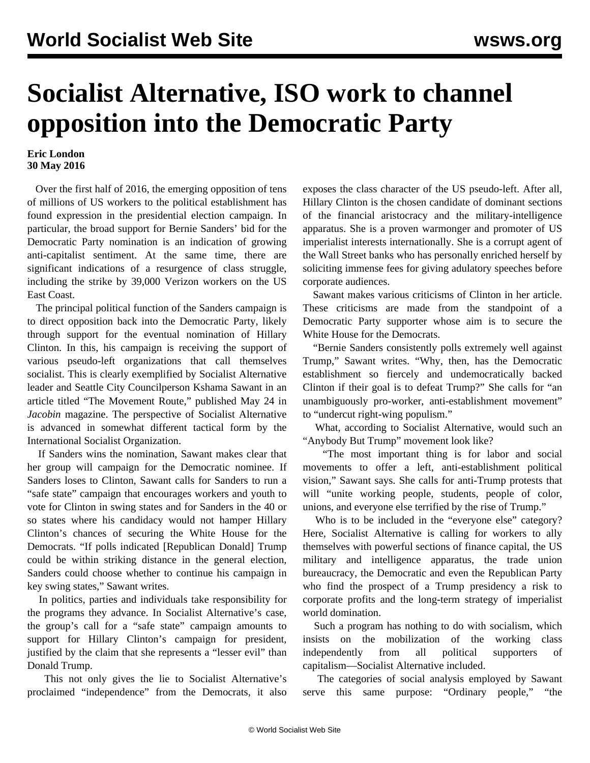# Socialist Alternative, ISO work to channel opposition into the Democratic Party

**Eric London**
**30 May 2016**

Over the first half of 2016, the emerging opposition of tens of millions of US workers to the political establishment has found expression in the presidential election campaign. In particular, the broad support for Bernie Sanders' bid for the Democratic Party nomination is an indication of growing anti-capitalist sentiment. At the same time, there are significant indications of a resurgence of class struggle, including the strike by 39,000 Verizon workers on the US East Coast.

The principal political function of the Sanders campaign is to direct opposition back into the Democratic Party, likely through support for the eventual nomination of Hillary Clinton. In this, his campaign is receiving the support of various pseudo-left organizations that call themselves socialist. This is clearly exemplified by Socialist Alternative leader and Seattle City Councilperson Kshama Sawant in an article titled "The Movement Route," published May 24 in *Jacobin* magazine. The perspective of Socialist Alternative is advanced in somewhat different tactical form by the International Socialist Organization.

If Sanders wins the nomination, Sawant makes clear that her group will campaign for the Democratic nominee. If Sanders loses to Clinton, Sawant calls for Sanders to run a "safe state" campaign that encourages workers and youth to vote for Clinton in swing states and for Sanders in the 40 or so states where his candidacy would not hamper Hillary Clinton's chances of securing the White House for the Democrats. "If polls indicated [Republican Donald] Trump could be within striking distance in the general election, Sanders could choose whether to continue his campaign in key swing states," Sawant writes.

In politics, parties and individuals take responsibility for the programs they advance. In Socialist Alternative's case, the group's call for a "safe state" campaign amounts to support for Hillary Clinton's campaign for president, justified by the claim that she represents a "lesser evil" than Donald Trump.

This not only gives the lie to Socialist Alternative's proclaimed "independence" from the Democrats, it also exposes the class character of the US pseudo-left. After all, Hillary Clinton is the chosen candidate of dominant sections of the financial aristocracy and the military-intelligence apparatus. She is a proven warmonger and promoter of US imperialist interests internationally. She is a corrupt agent of the Wall Street banks who has personally enriched herself by soliciting immense fees for giving adulatory speeches before corporate audiences.

Sawant makes various criticisms of Clinton in her article. These criticisms are made from the standpoint of a Democratic Party supporter whose aim is to secure the White House for the Democrats.

"Bernie Sanders consistently polls extremely well against Trump," Sawant writes. "Why, then, has the Democratic establishment so fiercely and undemocratically backed Clinton if their goal is to defeat Trump?" She calls for "an unambiguously pro-worker, anti-establishment movement" to "undercut right-wing populism."

What, according to Socialist Alternative, would such an "Anybody But Trump" movement look like?

"The most important thing is for labor and social movements to offer a left, anti-establishment political vision," Sawant says. She calls for anti-Trump protests that will "unite working people, students, people of color, unions, and everyone else terrified by the rise of Trump."

Who is to be included in the "everyone else" category? Here, Socialist Alternative is calling for workers to ally themselves with powerful sections of finance capital, the US military and intelligence apparatus, the trade union bureaucracy, the Democratic and even the Republican Party who find the prospect of a Trump presidency a risk to corporate profits and the long-term strategy of imperialist world domination.

Such a program has nothing to do with socialism, which insists on the mobilization of the working class independently from all political supporters of capitalism—Socialist Alternative included.

The categories of social analysis employed by Sawant serve this same purpose: "Ordinary people," "the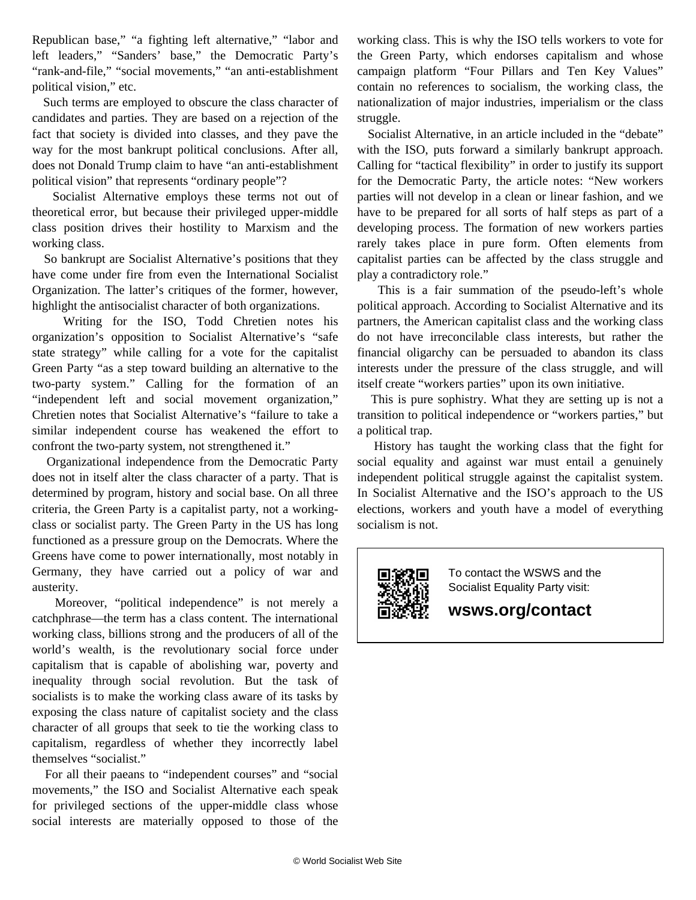Republican base," "a fighting left alternative," "labor and left leaders," "Sanders' base," the Democratic Party's "rank-and-file," "social movements," "an anti-establishment political vision," etc.

Such terms are employed to obscure the class character of candidates and parties. They are based on a rejection of the fact that society is divided into classes, and they pave the way for the most bankrupt political conclusions. After all, does not Donald Trump claim to have "an anti-establishment political vision" that represents "ordinary people"?

Socialist Alternative employs these terms not out of theoretical error, but because their privileged upper-middle class position drives their hostility to Marxism and the working class.

So bankrupt are Socialist Alternative's positions that they have come under fire from even the International Socialist Organization. The latter's critiques of the former, however, highlight the antisocialist character of both organizations.

Writing for the ISO, Todd Chretien notes his organization's opposition to Socialist Alternative's "safe state strategy" while calling for a vote for the capitalist Green Party "as a step toward building an alternative to the two-party system." Calling for the formation of an "independent left and social movement organization," Chretien notes that Socialist Alternative's "failure to take a similar independent course has weakened the effort to confront the two-party system, not strengthened it."

Organizational independence from the Democratic Party does not in itself alter the class character of a party. That is determined by program, history and social base. On all three criteria, the Green Party is a capitalist party, not a working-class or socialist party. The Green Party in the US has long functioned as a pressure group on the Democrats. Where the Greens have come to power internationally, most notably in Germany, they have carried out a policy of war and austerity.

Moreover, "political independence" is not merely a catchphrase—the term has a class content. The international working class, billions strong and the producers of all of the world's wealth, is the revolutionary social force under capitalism that is capable of abolishing war, poverty and inequality through social revolution. But the task of socialists is to make the working class aware of its tasks by exposing the class nature of capitalist society and the class character of all groups that seek to tie the working class to capitalism, regardless of whether they incorrectly label themselves "socialist."

For all their paeans to "independent courses" and "social movements," the ISO and Socialist Alternative each speak for privileged sections of the upper-middle class whose social interests are materially opposed to those of the working class. This is why the ISO tells workers to vote for the Green Party, which endorses capitalism and whose campaign platform "Four Pillars and Ten Key Values" contain no references to socialism, the working class, the nationalization of major industries, imperialism or the class struggle.

Socialist Alternative, in an article included in the "debate" with the ISO, puts forward a similarly bankrupt approach. Calling for "tactical flexibility" in order to justify its support for the Democratic Party, the article notes: "New workers parties will not develop in a clean or linear fashion, and we have to be prepared for all sorts of half steps as part of a developing process. The formation of new workers parties rarely takes place in pure form. Often elements from capitalist parties can be affected by the class struggle and play a contradictory role."

This is a fair summation of the pseudo-left's whole political approach. According to Socialist Alternative and its partners, the American capitalist class and the working class do not have irreconcilable class interests, but rather the financial oligarchy can be persuaded to abandon its class interests under the pressure of the class struggle, and will itself create "workers parties" upon its own initiative.

This is pure sophistry. What they are setting up is not a transition to political independence or "workers parties," but a political trap.

History has taught the working class that the fight for social equality and against war must entail a genuinely independent political struggle against the capitalist system. In Socialist Alternative and the ISO's approach to the US elections, workers and youth have a model of everything socialism is not.

To contact the WSWS and the Socialist Equality Party visit:

**wsws.org/contact**